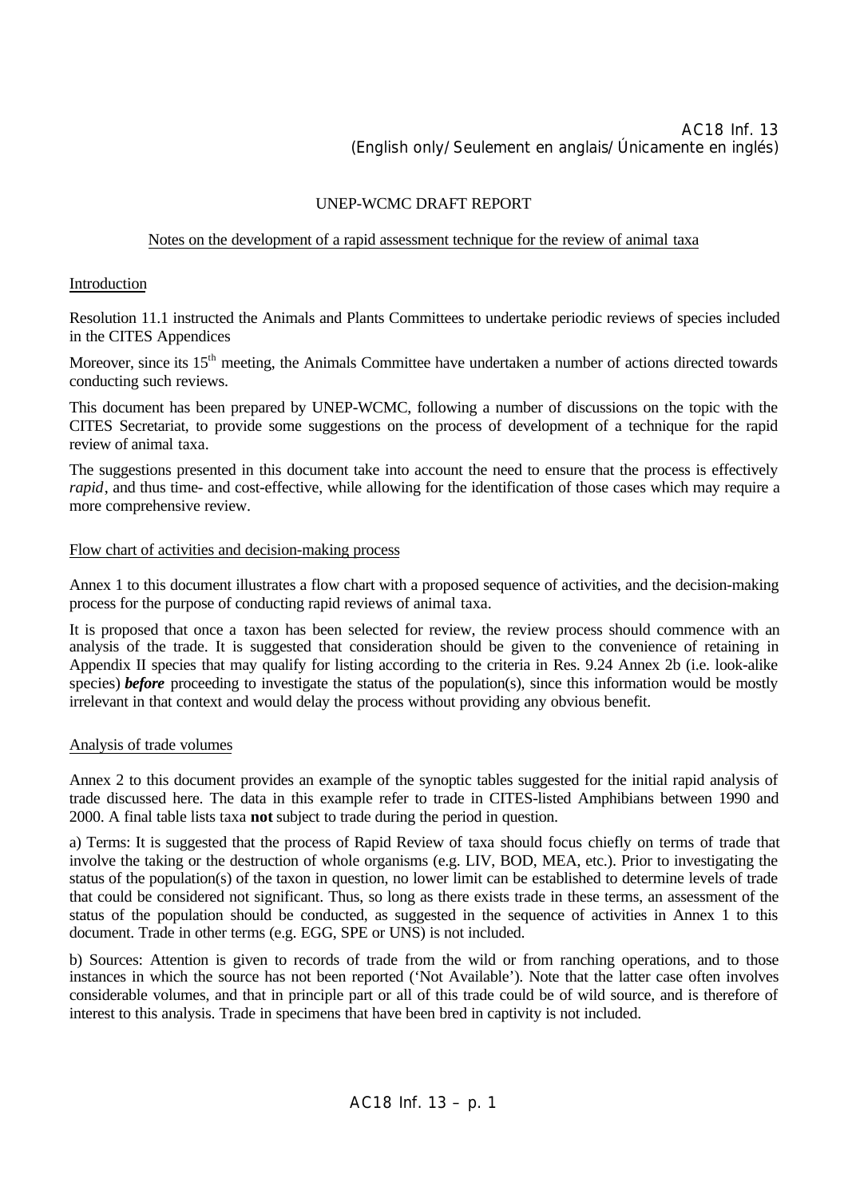AC18 Inf. 13
(English only/Seulement en anglais/Únicamente en inglés)

UNEP-WCMC DRAFT REPORT

Notes on the development of a rapid assessment technique for the review of animal taxa

## Introduction

Resolution 11.1 instructed the Animals and Plants Committees to undertake periodic reviews of species included in the CITES Appendices

Moreover, since its 15th meeting, the Animals Committee have undertaken a number of actions directed towards conducting such reviews.

This document has been prepared by UNEP-WCMC, following a number of discussions on the topic with the CITES Secretariat, to provide some suggestions on the process of development of a technique for the rapid review of animal taxa.

The suggestions presented in this document take into account the need to ensure that the process is effectively *rapid*, and thus time- and cost-effective, while allowing for the identification of those cases which may require a more comprehensive review.

## Flow chart of activities and decision-making process

Annex 1 to this document illustrates a flow chart with a proposed sequence of activities, and the decision-making process for the purpose of conducting rapid reviews of animal taxa.

It is proposed that once a taxon has been selected for review, the review process should commence with an analysis of the trade. It is suggested that consideration should be given to the convenience of retaining in Appendix II species that may qualify for listing according to the criteria in Res. 9.24 Annex 2b (i.e. look-alike species) ***before*** proceeding to investigate the status of the population(s), since this information would be mostly irrelevant in that context and would delay the process without providing any obvious benefit.

## Analysis of trade volumes

Annex 2 to this document provides an example of the synoptic tables suggested for the initial rapid analysis of trade discussed here. The data in this example refer to trade in CITES-listed Amphibians between 1990 and 2000. A final table lists taxa **not** subject to trade during the period in question.

a) Terms: It is suggested that the process of Rapid Review of taxa should focus chiefly on terms of trade that involve the taking or the destruction of whole organisms (e.g. LIV, BOD, MEA, etc.). Prior to investigating the status of the population(s) of the taxon in question, no lower limit can be established to determine levels of trade that could be considered not significant. Thus, so long as there exists trade in these terms, an assessment of the status of the population should be conducted, as suggested in the sequence of activities in Annex 1 to this document. Trade in other terms (e.g. EGG, SPE or UNS) is not included.

b) Sources: Attention is given to records of trade from the wild or from ranching operations, and to those instances in which the source has not been reported ('Not Available'). Note that the latter case often involves considerable volumes, and that in principle part or all of this trade could be of wild source, and is therefore of interest to this analysis. Trade in specimens that have been bred in captivity is not included.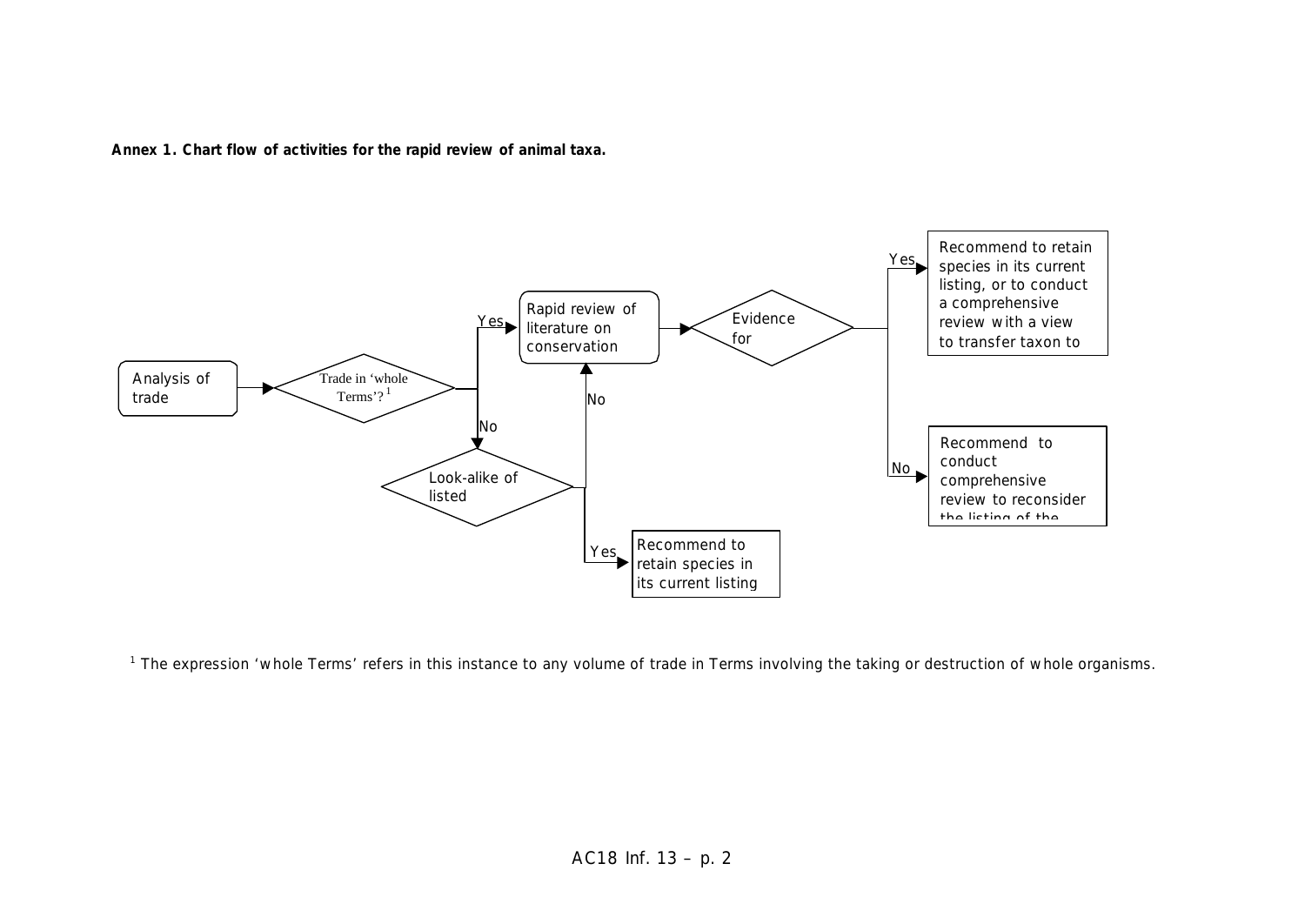**Annex 1. Chart flow of activities for the rapid review of animal taxa.**

Analysis of trade → Trade in 'whole Terms'? [1]

- Yes → Rapid review of literature on conservation → Evidence for
  - Yes → Recommend to retain species in its current listing, or to conduct a comprehensive review with a view to transfer taxon to
  - No → Recommend to conduct comprehensive review to reconsider the listing of the
- No → Look-alike of listed
  - No → Rapid review of literature on conservation
  - Yes → Recommend to retain species in its current listing

[1] The expression 'whole Terms' refers in this instance to any volume of trade in Terms involving the taking or destruction of whole organisms.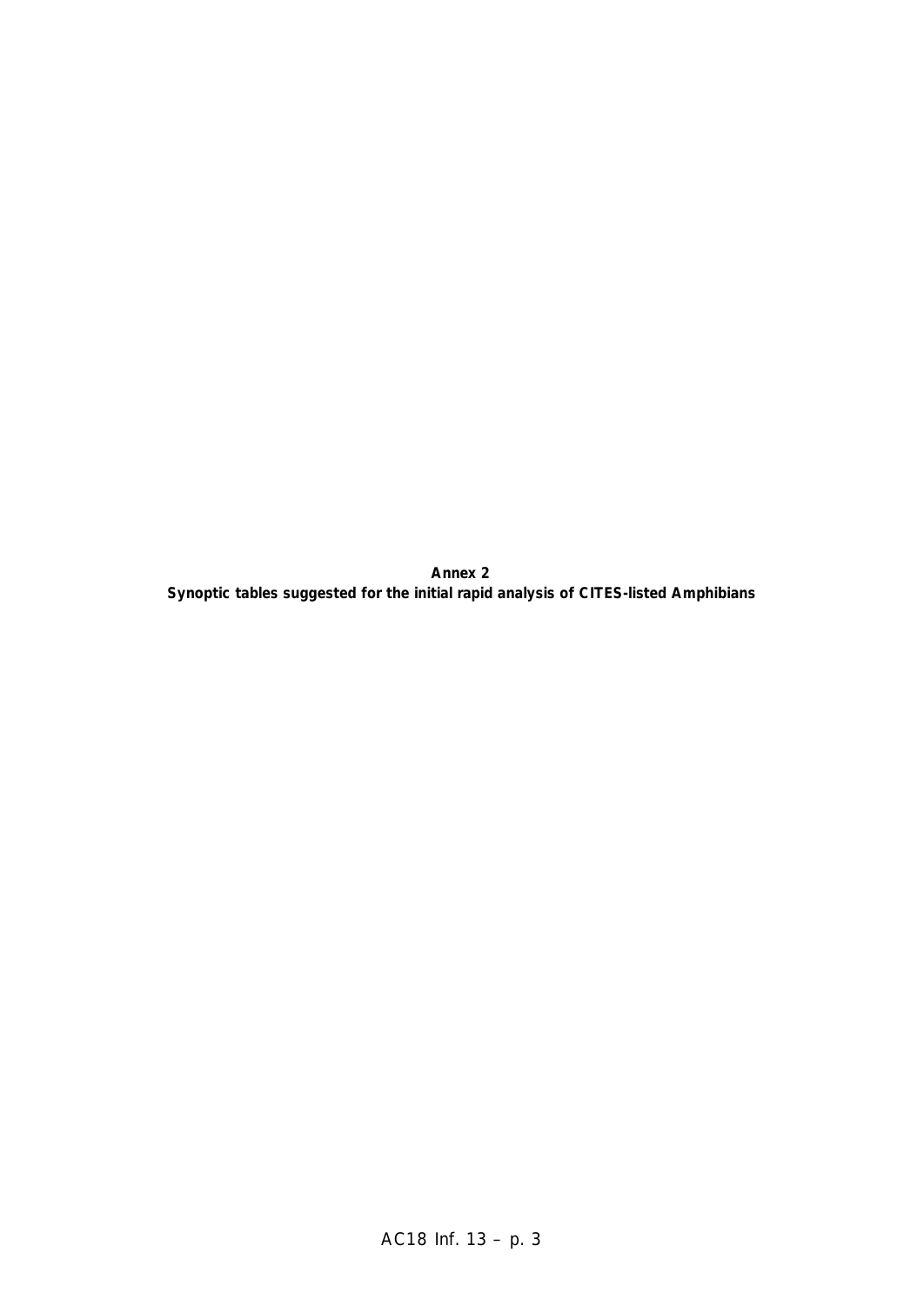**Annex 2**

**Synoptic tables suggested for the initial rapid analysis of CITES-listed Amphibians**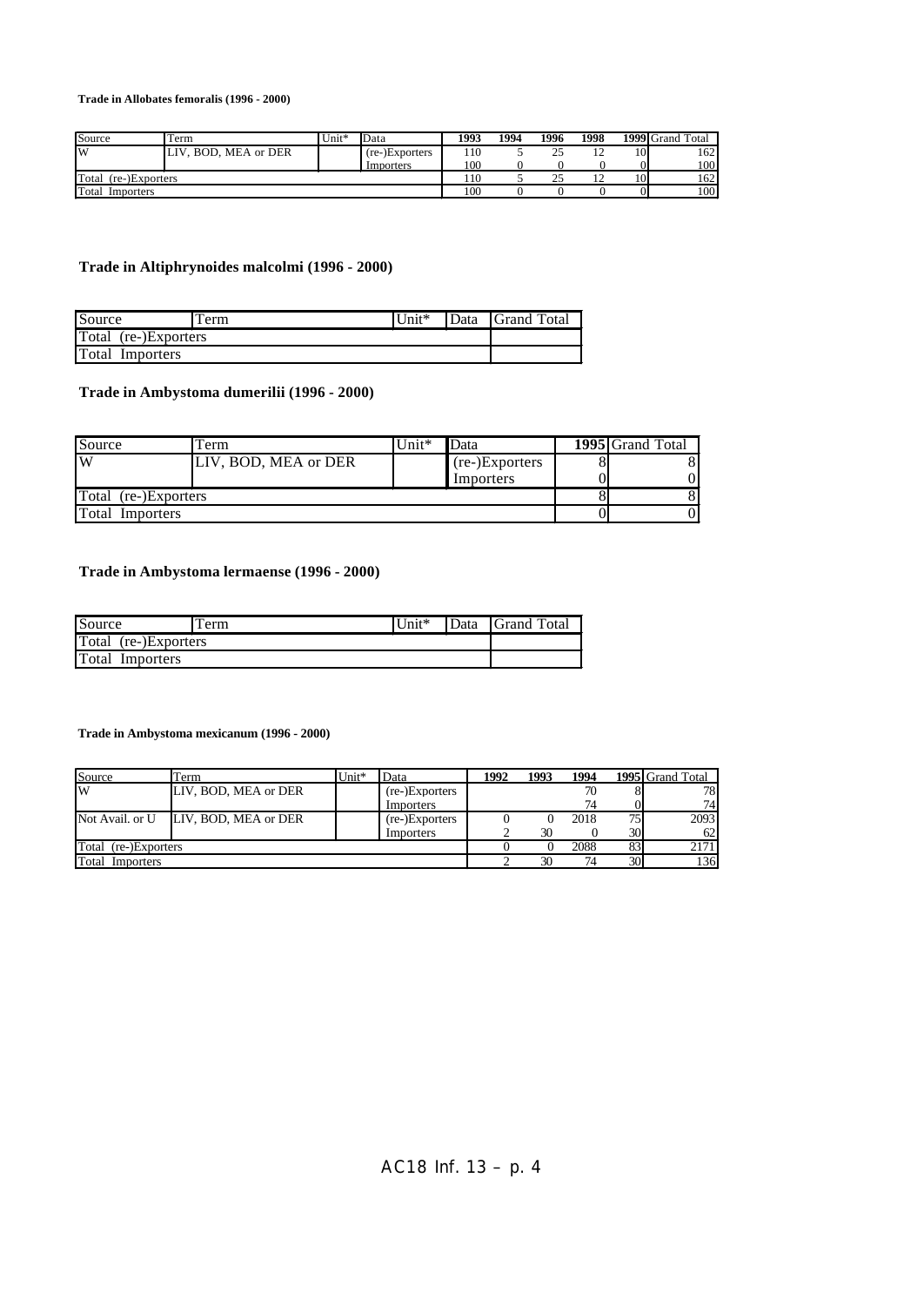**Trade in Allobates femoralis (1996 - 2000)**

| Source | Term | Unit* | Data | 1993 | 1994 | 1996 | 1998 | 1999 | Grand Total |
|---|---|---|---|---|---|---|---|---|---|
| W | LIV, BOD, MEA or DER | | (re-)Exporters | 110 | 5 | 25 | 12 | 10 | 162 |
| | | | Importers | 100 | 0 | 0 | 0 | 0 | 100 |
| Total (re-)Exporters | | | | 110 | 5 | 25 | 12 | 10 | 162 |
| Total Importers | | | | 100 | 0 | 0 | 0 | 0 | 100 |

**Trade in Altiphrynoides malcolmi (1996 - 2000)**

| Source | Term | Unit* | Data | Grand Total |
|---|---|---|---|---|
| Total (re-)Exporters | | | | |
| Total Importers | | | | |

**Trade in Ambystoma dumerilii (1996 - 2000)**

| Source | Term | Unit* | Data | 1995 | Grand Total |
|---|---|---|---|---|---|
| W | LIV, BOD, MEA or DER | | (re-)Exporters | 8 | 8 |
| | | | Importers | 0 | 0 |
| Total (re-)Exporters | | | | 8 | 8 |
| Total Importers | | | | 0 | 0 |

**Trade in Ambystoma lermaense (1996 - 2000)**

| Source | Term | Unit* | Data | Grand Total |
|---|---|---|---|---|
| Total (re-)Exporters | | | | |
| Total Importers | | | | |

**Trade in Ambystoma mexicanum (1996 - 2000)**

| Source | Term | Unit* | Data | 1992 | 1993 | 1994 | 1995 | Grand Total |
|---|---|---|---|---|---|---|---|---|
| W | LIV, BOD, MEA or DER | | (re-)Exporters | | | 70 | 8 | 78 |
| | | | Importers | | | 74 | 0 | 74 |
| Not Avail. or U | LIV, BOD, MEA or DER | | (re-)Exporters | 0 | 0 | 2018 | 75 | 2093 |
| | | | Importers | 2 | 30 | 0 | 30 | 62 |
| Total (re-)Exporters | | | | 0 | 0 | 2088 | 83 | 2171 |
| Total Importers | | | | 2 | 30 | 74 | 30 | 136 |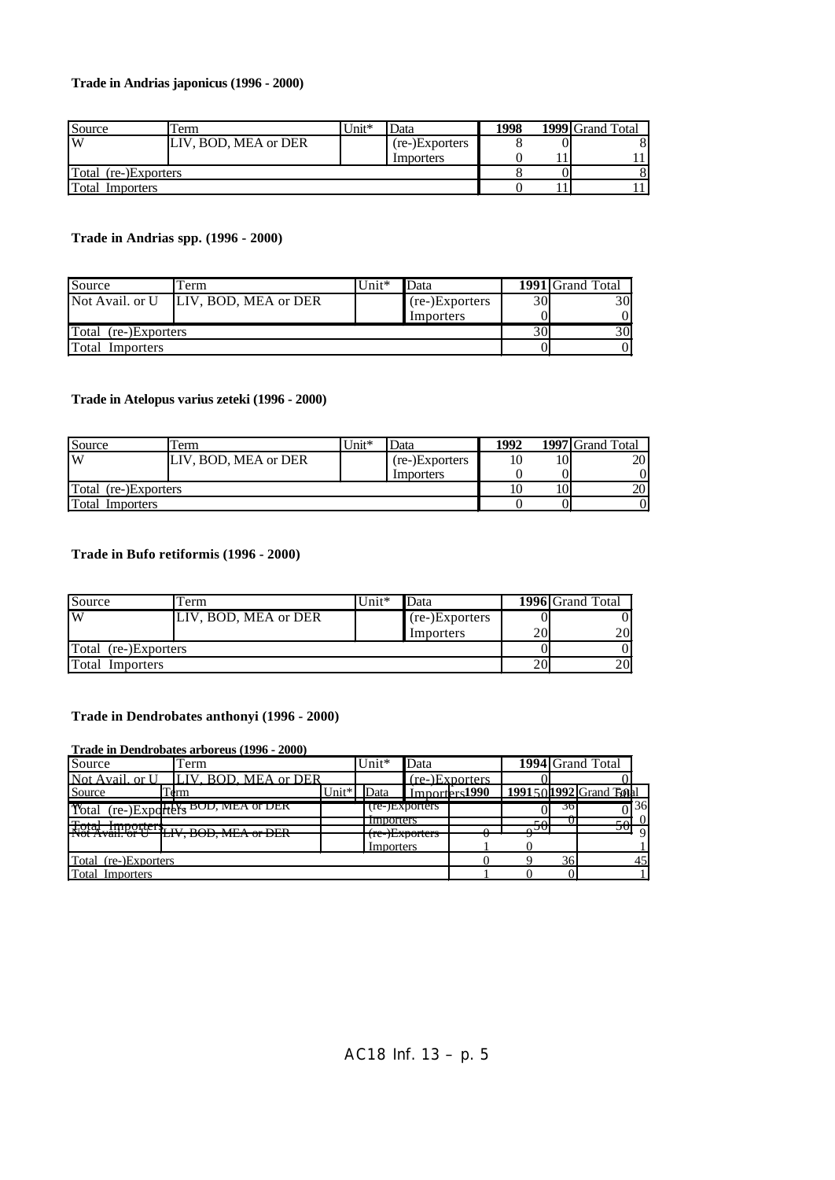**Trade in Andrias japonicus (1996 - 2000)**

| Source | Term | Unit* | Data | 1998 | 1999 | Grand Total |
|---|---|---|---|---|---|---|
| W | LIV, BOD, MEA or DER | | (re-)Exporters | 8 | 0 | 8 |
| | | | Importers | 0 | 11 | 11 |
| Total (re-)Exporters | | | | 8 | 0 | 8 |
| Total Importers | | | | 0 | 11 | 11 |

**Trade in Andrias spp. (1996 - 2000)**

| Source | Term | Unit* | Data | 1991 | Grand Total |
|---|---|---|---|---|---|
| Not Avail. or U | LIV, BOD, MEA or DER | | (re-)Exporters | 30 | 30 |
| | | | Importers | 0 | 0 |
| Total (re-)Exporters | | | | 30 | 30 |
| Total Importers | | | | 0 | 0 |

**Trade in Atelopus varius zeteki (1996 - 2000)**

| Source | Term | Unit* | Data | 1992 | 1997 | Grand Total |
|---|---|---|---|---|---|---|
| W | LIV, BOD, MEA or DER | | (re-)Exporters | 10 | 10 | 20 |
| | | | Importers | 0 | 0 | 0 |
| Total (re-)Exporters | | | | 10 | 10 | 20 |
| Total Importers | | | | 0 | 0 | 0 |

**Trade in Bufo retiformis (1996 - 2000)**

| Source | Term | Unit* | Data | 1996 | Grand Total |
|---|---|---|---|---|---|
| W | LIV, BOD, MEA or DER | | (re-)Exporters | 0 | 0 |
| | | | Importers | 20 | 20 |
| Total (re-)Exporters | | | | 0 | 0 |
| Total Importers | | | | 20 | 20 |

**Trade in Dendrobates anthonyi (1996 - 2000)**

| Source | Term | Unit* | Data | 1990 | 1991 | 1992 | Grand Total |
|---|---|---|---|---|---|---|---|
| W | LIV, BOD, MEA or DER | | (re-)Exporters | | | 36 | 36 |
| | | | Importers | | | 0 | 0 |
| Not Avail. or U | LIV, BOD, MEA or DER | | (re-)Exporters | 0 | 9 | | 9 |
| | | | Importers | 1 | 0 | | 1 |
| Total (re-)Exporters | | | | 0 | 9 | 36 | 45 |
| Total Importers | | | | 1 | 0 | 0 | 1 |

**Trade in Dendrobates arboreus (1996 - 2000)**

| Source | Term | Unit* | Data | 1994 | Grand Total |
|---|---|---|---|---|---|
| Not Avail. or U | LIV, BOD, MEA or DER | | (re-)Exporters | 0 | 0 |
| | | | Importers | 50 | 50 |
| Total (re-)Exporters | | | | 0 | 0 |
| Total Importers | | | | 50 | 50 |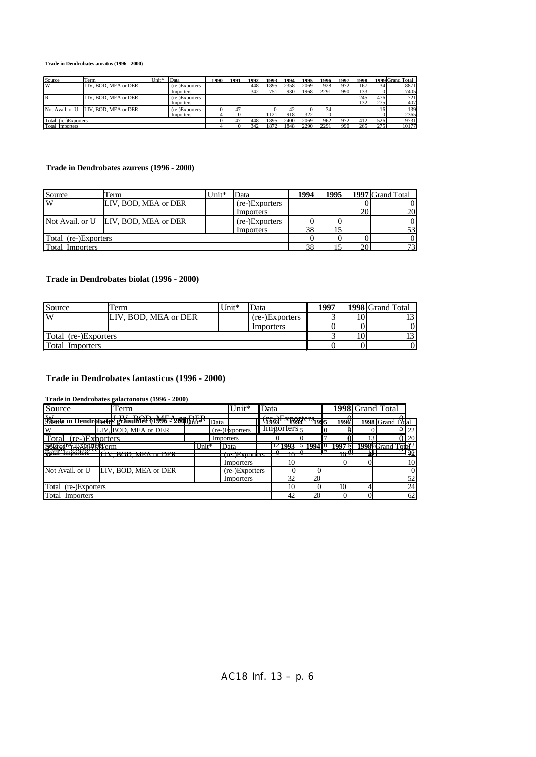**Trade in Dendrobates auratus (1996 - 2000)**

| Source | Term | Unit* | Data | 1990 | 1991 | 1992 | 1993 | 1994 | 1995 | 1996 | 1997 | 1998 | 1999 | Grand Total |
|---|---|---|---|---|---|---|---|---|---|---|---|---|---|---|
| W | LIV, BOD, MEA or DER | | (re-)Exporters | | | 448 | 1895 | 2358 | 2069 | 928 | 972 | 167 | 34 | 8871 |
| | | | Importers | | | 342 | 751 | 930 | 1968 | 2291 | 990 | 133 | 0 | 7405 |
| R | LIV, BOD, MEA or DER | | (re-)Exporters | | | | | | | | | 245 | 476 | 721 |
| | | | Importers | | | | | | | | | 132 | 275 | 407 |
| Not Avail. or U | LIV, BOD, MEA or DER | | (re-)Exporters | 0 | 47 | | 0 | 42 | 0 | 34 | | | 16 | 139 |
| | | | Importers | 4 | 0 | | 1121 | 918 | 322 | 0 | | | 0 | 2365 |
| Total (re-)Exporters | | | | 0 | 47 | 448 | 1895 | 2400 | 2069 | 962 | 972 | 412 | 526 | 9731 |
| Total Importers | | | | 4 | 0 | 342 | 1872 | 1848 | 2290 | 2291 | 990 | 265 | 275 | 10177 |

**Trade in Dendrobates azureus (1996 - 2000)**

| Source | Term | Unit* | Data | 1994 | 1995 | 1997 | Grand Total |
|---|---|---|---|---|---|---|---|
| W | LIV, BOD, MEA or DER | | (re-)Exporters | | | 0 | 0 |
| | | | Importers | | | 20 | 20 |
| Not Avail. or U | LIV, BOD, MEA or DER | | (re-)Exporters | 0 | 0 | | 0 |
| | | | Importers | 38 | 15 | | 53 |
| Total (re-)Exporters | | | | 0 | 0 | 0 | 0 |
| Total Importers | | | | 38 | 15 | 20 | 73 |

**Trade in Dendrobates biolat (1996 - 2000)**

| Source | Term | Unit* | Data | 1997 | 1998 | Grand Total |
|---|---|---|---|---|---|---|
| W | LIV, BOD, MEA or DER | | (re-)Exporters | 3 | 10 | 13 |
| | | | Importers | 0 | 0 | 0 |
| Total (re-)Exporters | | | | 3 | 10 | 13 |
| Total Importers | | | | 0 | 0 | 0 |

**Trade in Dendrobates fantasticus (1996 - 2000)**

| Source | Term | Unit* | Data | 1998 | Grand Total |
|---|---|---|---|---|---|
| W | LIV, BOD, MEA or DER | | (re-)Exporters | 0 | 0 |
| | | | Importers | 5 | 5 |
| Total (re-)Exporters | | | | 0 | 0 |
| Total Importers | | | | 5 | 5 |

**Trade in Dendrobates granuliferus (1996 - 2000)**

| Source | Term | Unit* | Data | 1993 | 1994 | 1995 | 1996 | 1997 | 1998 | Grand Total |
|---|---|---|---|---|---|---|---|---|---|---|
| W | LIV, BOD, MEA or DER | | (re-)Exporters | | | | | | | |
| | | | Importers | | | | | | | |
| Total (re-)Exporters | | | | 0 | 0 | 7 | 0 | 13 | 0 | 20 |
| Total Importers | | | | 12 | 5 | 0 | 5 | 0 | 0 | 22 |

**Trade in Dendrobates galactonotus (1996 - 2000)**

| Source | Term | Unit* | Data | 1993 | 1994 | 1997 | 1998 | Grand Total |
|---|---|---|---|---|---|---|---|---|
| W | LIV, BOD, MEA or DER | | (re-)Exporters | 10 | 0 | 10 | 4 | 24 |
| | | | Importers | 10 | | 0 | 0 | 10 |
| Not Avail. or U | LIV, BOD, MEA or DER | | (re-)Exporters | 0 | 0 | | | 0 |
| | | | Importers | 32 | 20 | | | 52 |
| Total (re-)Exporters | | | | 10 | 0 | 10 | 4 | 24 |
| Total Importers | | | | 42 | 20 | 0 | 0 | 62 |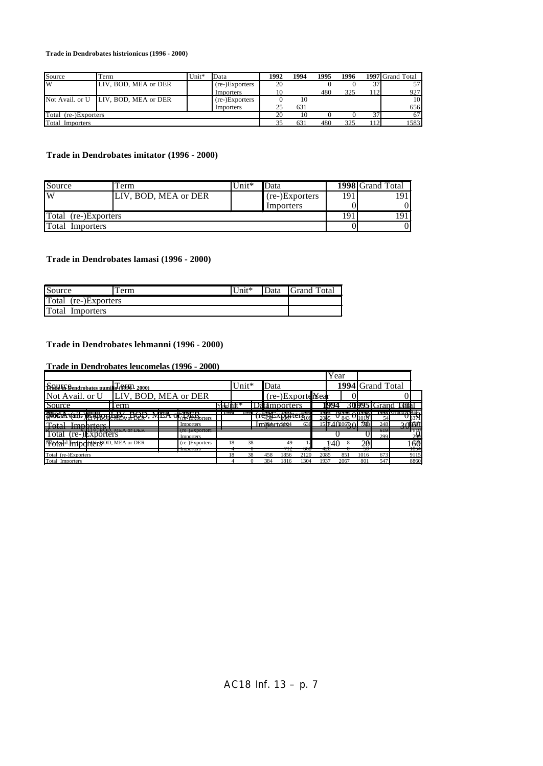**Trade in Dendrobates histrionicus (1996 - 2000)**

| Source | Term | Unit* | Data | 1992 | 1994 | 1995 | 1996 | 1997 | Grand Total |
|---|---|---|---|---|---|---|---|---|---|
| W | LIV, BOD, MEA or DER | | (re-)Exporters | 20 | | 0 | 0 | 37 | 57 |
| | | | Importers | 10 | | 480 | 325 | 112 | 927 |
| Not Avail. or U | LIV, BOD, MEA or DER | | (re-)Exporters | 0 | 10 | | | | 10 |
| | | | Importers | 25 | 631 | | | | 656 |
| Total (re-)Exporters | | | | 20 | 10 | 0 | 0 | 37 | 67 |
| Total Importers | | | | 35 | 631 | 480 | 325 | 112 | 1583 |

**Trade in Dendrobates imitator (1996 - 2000)**

| Source | Term | Unit* | Data | 1998 | Grand Total |
|---|---|---|---|---|---|
| W | LIV, BOD, MEA or DER | | (re-)Exporters | 191 | 191 |
| | | | Importers | 0 | 0 |
| Total (re-)Exporters | | | | 191 | 191 |
| Total Importers | | | | 0 | 0 |

**Trade in Dendrobates lamasi (1996 - 2000)**

| Source | Term | Unit* | Data | Grand Total |
|---|---|---|---|---|
| Total (re-)Exporters | | | | |
| Total Importers | | | | |

**Trade in Dendrobates lehmanni (1996 - 2000)**

**Trade in Dendrobates leucomelas (1996 - 2000)**

| Source | Term | Unit* | Data | 1994 | 1995 | Grand Total |
|---|---|---|---|---|---|---|
| Not Avail. or U | LIV, BOD, MEA or DER | | (re-)Exporters | 0 | | 0 |
| | | | Importers | 140 | 30 | 170 |
| Total (re-)Exporters | | | | 0 | 0 | 0 |
| Total Importers | | | | 140 | 30 | 170 |

**Trade in Dendrobates pumilio (1996 - 2000)**

| Source | Term | Unit* | Data | 1990 | 1991 | 1992 | 1993 | 1994 | 1995 | 1996 | 1997 | 1998 | Grand Total |
|---|---|---|---|---|---|---|---|---|---|---|---|---|---|
| W | LIV, BOD, MEA or DER | | (re-)Exporters | | | 458 | 1807 | 2108 | 2085 | 843 | 1016 | 54 | 8371 |
| | | | Importers | | | 384 | 1104 | 636 | 1517 | 2067 | 751 | 248 | 6707 |
| | LIV, BOD, MEA or DER | | (re-)Exporters | | | | | | | | | 619 | 619 |
| | | | Importers | | | | | | | | | 299 | 299 |
| Not Avail. or U | LIV, BOD, MEA or DER | | (re-)Exporters | 18 | 38 | | 49 | 12 | | 8 | | | 125 |
| | | | Importers | 4 | 0 | | 712 | 668 | 420 | 0 | 50 | | 1854 |
| Total (re-)Exporters | | | | 18 | 38 | 458 | 1856 | 2120 | 2085 | 851 | 1016 | 673 | 9115 |
| Total Importers | | | | 4 | 0 | 384 | 1816 | 1304 | 1937 | 2067 | 801 | 547 | 8860 |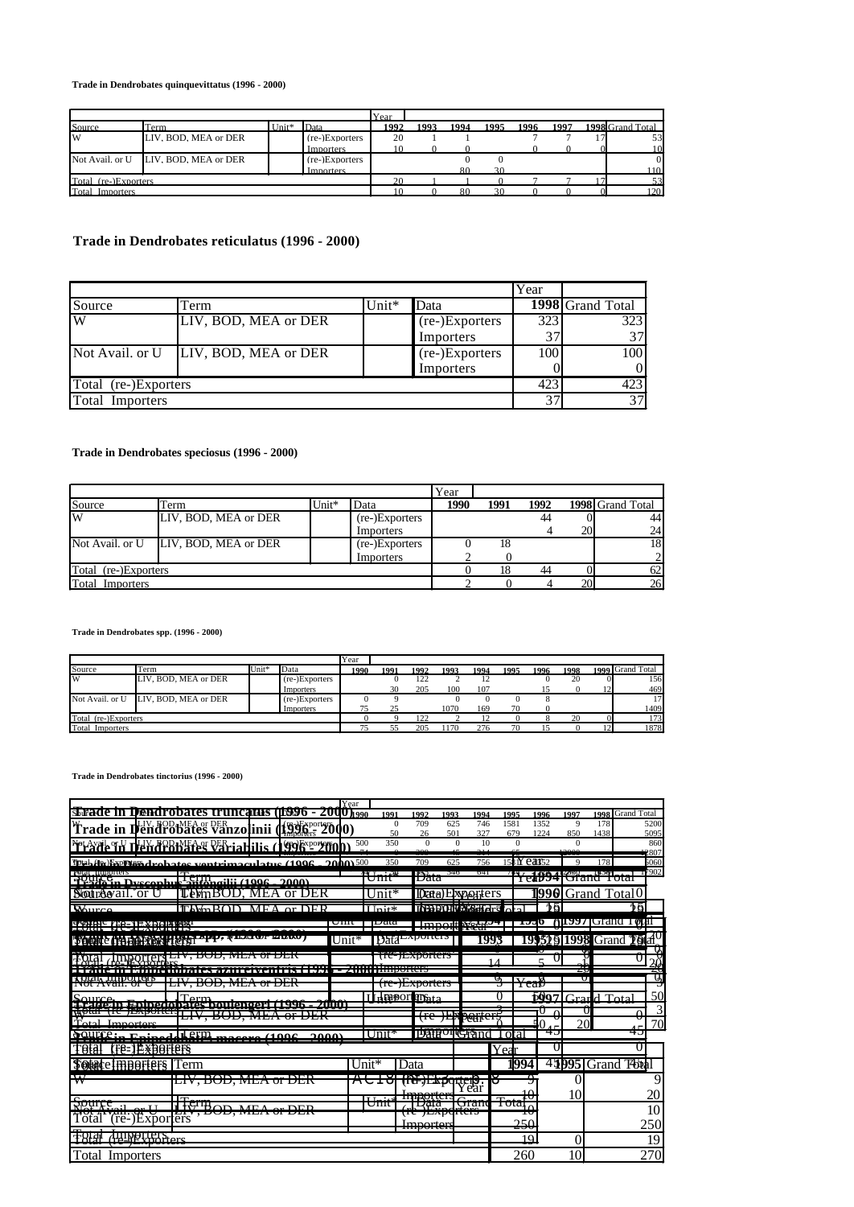**Trade in Dendrobates quinquevittatus (1996 - 2000)**

| | | | | Year | | | | | | | |
|---|---|---|---|---|---|---|---|---|---|---|---|
| Source | Term | Unit* | Data | 1992 | 1993 | 1994 | 1995 | 1996 | 1997 | 1998 | Grand Total |
| W | LIV, BOD, MEA or DER | | (re-)Exporters | 20 | 1 | 1 | | 7 | 7 | 17 | 53 |
| | | | Importers | 10 | 0 | 0 | | 0 | 0 | 0 | 10 |
| Not Avail. or U | LIV, BOD, MEA or DER | | (re-)Exporters | | | 0 | 0 | | | | 0 |
| | | | Importers | | | 80 | 30 | | | | 110 |
| Total (re-)Exporters | | | | 20 | 1 | 1 | 0 | 7 | 7 | 17 | 53 |
| Total Importers | | | | 10 | 0 | 80 | 30 | 0 | 0 | 0 | 120 |

**Trade in Dendrobates reticulatus (1996 - 2000)**

| | | | | Year | |
|---|---|---|---|---|---|
| Source | Term | Unit* | Data | 1998 | Grand Total |
| W | LIV, BOD, MEA or DER | | (re-)Exporters | 323 | 323 |
| | | | Importers | 37 | 37 |
| Not Avail. or U | LIV, BOD, MEA or DER | | (re-)Exporters | 100 | 100 |
| | | | Importers | 0 | 0 |
| Total (re-)Exporters | | | | 423 | 423 |
| Total Importers | | | | 37 | 37 |

**Trade in Dendrobates speciosus (1996 - 2000)**

| | | | | Year | | | | |
|---|---|---|---|---|---|---|---|---|
| Source | Term | Unit* | Data | 1990 | 1991 | 1992 | 1998 | Grand Total |
| W | LIV, BOD, MEA or DER | | (re-)Exporters | | | 44 | 0 | 44 |
| | | | Importers | | | 4 | 20 | 24 |
| Not Avail. or U | LIV, BOD, MEA or DER | | (re-)Exporters | 0 | 18 | | | 18 |
| | | | Importers | 2 | 0 | | | 2 |
| Total (re-)Exporters | | | | 0 | 18 | 44 | 0 | 62 |
| Total Importers | | | | 2 | 0 | 4 | 20 | 26 |

**Trade in Dendrobates spp. (1996 - 2000)**

| | | | | Year | | | | | | | | | |
|---|---|---|---|---|---|---|---|---|---|---|---|---|---|
| Source | Term | Unit* | Data | 1990 | 1991 | 1992 | 1993 | 1994 | 1995 | 1996 | 1998 | 1999 | Grand Total |
| W | LIV, BOD, MEA or DER | | (re-)Exporters | | 0 | 122 | 2 | 12 | | 0 | 20 | 0 | 156 |
| | | | Importers | | 30 | 205 | 100 | 107 | | 15 | 0 | 12 | 469 |
| Not Avail. or U | LIV, BOD, MEA or DER | | (re-)Exporters | 0 | 9 | 0 | 0 | 0 | 0 | 8 | | | 17 |
| | | | Importers | 75 | 25 | | 1070 | 169 | 70 | 0 | | | 1409 |
| Total (re-)Exporters | | | | 0 | 9 | 122 | 2 | 12 | 0 | 8 | 20 | 0 | 173 |
| Total Importers | | | | 75 | 55 | 205 | 1170 | 276 | 70 | 15 | 0 | 12 | 1878 |

**Trade in Dendrobates tinctorius (1996 - 2000)**

| | | | | Year | | | | | | | | | |
|---|---|---|---|---|---|---|---|---|---|---|---|---|---|
| Source | Term | Unit* | Data | 1990 | 1991 | 1992 | 1993 | 1994 | 1995 | 1996 | 1997 | 1998 | Grand Total |
| W | LIV, BOD, MEA or DER | | (re-)Exporters | | 0 | 709 | 625 | 746 | 1581 | 1352 | 9 | 178 | 5200 |
| | | | Importers | | 50 | 26 | 501 | 327 | 679 | 1224 | 850 | 1438 | 5095 |
| Not Avail. or U | LIV, BOD, MEA or DER | | (re-)Exporters | 500 | 350 | 0 | 0 | 10 | 0 | | 0 | | 860 |
| | | | Importers | 74 | 9 | 300 | 45 | 314 | 65 | | 12000 | | 12807 |
| Total (re-)Exporters | | | | 500 | 350 | 709 | 625 | 756 | 1581 | 1352 | 9 | 178 | 6060 |
| Total Importers | | | | 74 | 59 | 326 | 546 | 641 | 744 | 1224 | 12850 | 1438 | 17902 |

**Trade in Dendrobates truncatus (1996 - 2000)**

**Trade in Dendrobates vanzolinii (1996 - 2000)**

**Trade in Dendrobates variabilis (1996 - 2000)**

**Trade in Dendrobates ventrimaculatus (1996 - 2000)**

**Trade in Dyscophus antongilii (1996 - 2000)**

**Trade in Epipedobates azureiventris (1996 - 2000)**

**Trade in Epipedobates boulengeri (1996 - 2000)**

**Trade in Epipedobates macero (1996 - 2000)**

| | | | | Year | | |
|---|---|---|---|---|---|---|
| Source | Term | Unit* | Data | 1994 | 1995 | Grand Total |
| W | LIV, BOD, MEA or DER | | (re-)Exporters | 9 | 0 | 9 |
| | | | Importers | 10 | 10 | 20 |
| Not Avail. or U | LIV, BOD, MEA or DER | | (re-)Exporters | 10 | | 10 |
| | | | Importers | 250 | | 250 |
| Total (re-)Exporters | | | | 19 | 0 | 19 |
| Total Importers | | | | 260 | 10 | 270 |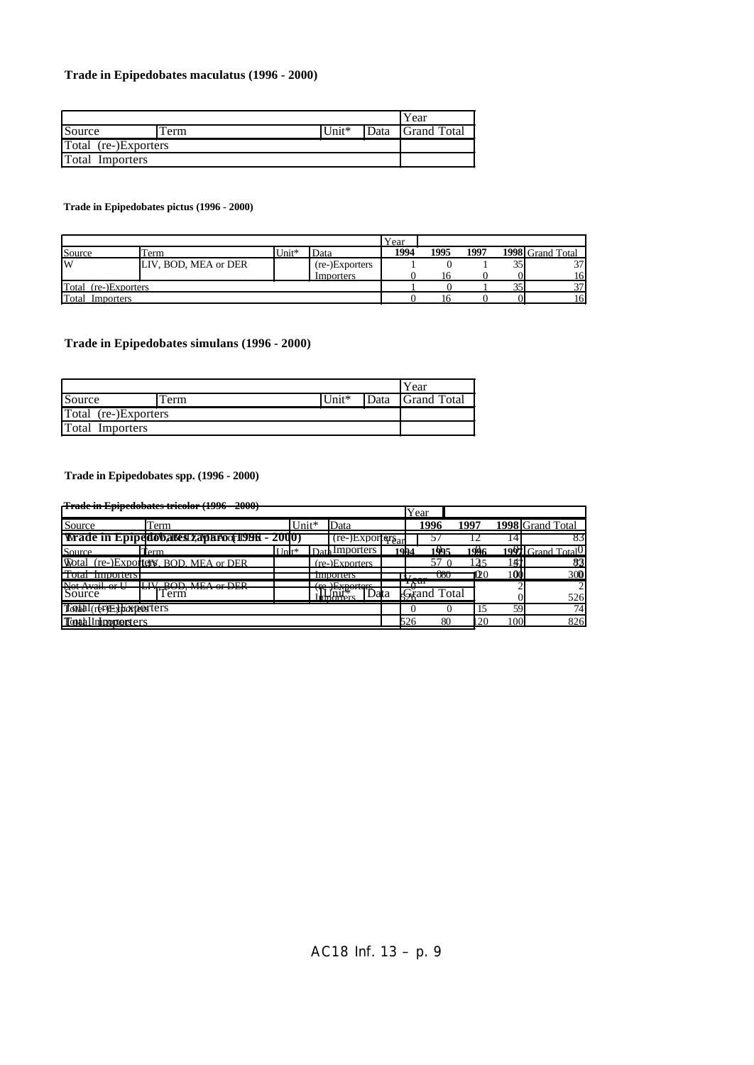**Trade in Epipedobates maculatus (1996 - 2000)**

| | | | | Year |
|---|---|---|---|---|
| Source | Term | Unit* | Data | Grand Total |
| Total (re-)Exporters | | | | |
| Total Importers | | | | |

**Trade in Epipedobates pictus (1996 - 2000)**

| | | | | Year | | | | |
|---|---|---|---|---|---|---|---|---|
| Source | Term | Unit* | Data | 1994 | 1995 | 1997 | 1998 | Grand Total |
| W | LIV, BOD, MEA or DER | | (re-)Exporters | 1 | 0 | 1 | 35 | 37 |
| | | | Importers | 0 | 16 | 0 | 0 | 16 |
| Total (re-)Exporters | | | | 1 | 0 | 1 | 35 | 37 |
| Total Importers | | | | 0 | 16 | 0 | 0 | 16 |

**Trade in Epipedobates simulans (1996 - 2000)**

| | | | | Year |
|---|---|---|---|---|
| Source | Term | Unit* | Data | Grand Total |
| Total (re-)Exporters | | | | |
| Total Importers | | | | |

**Trade in Epipedobates spp. (1996 - 2000)**

| | | | | Year |
|---|---|---|---|---|
| Source | Term | Unit* | Data | Grand Total |
| Total (re-)Exporters | | | | |
| Total Importers | | | | |

**Trade in Epipedobates tricolor (1996 - 2000)**

| | | | | Year | | | |
|---|---|---|---|---|---|---|---|
| Source | Term | Unit* | Data | 1996 | 1997 | 1998 | Grand Total |
| W | LIV, BOD, MEA or DER | | (re-)Exporters | 57 | 12 | 14 | 83 |
| | | | Importers | | | | |
| Not Avail. or U | LIV, BOD, MEA or DER | | (re-)Exporters | | | 2 | 2 |
| | | | Importers | | | 0 | 526 |

**Trade in Epipedobates zaparo (1996 - 2000)**

| | | | | Year | | | | |
|---|---|---|---|---|---|---|---|---|
| Source | Term | Unit* | Data | 1994 | 1995 | 1996 | 1997 | Grand Total |
| W | LIV, BOD, MEA or DER | | Importers | 0 | 80 | 120 | 100 | 300 |
| Total (re-)Exporters | | | | 0 | 0 | 15 | 59 | 74 |
| Total Importers | | | | 526 | 80 | 120 | 100 | 826 |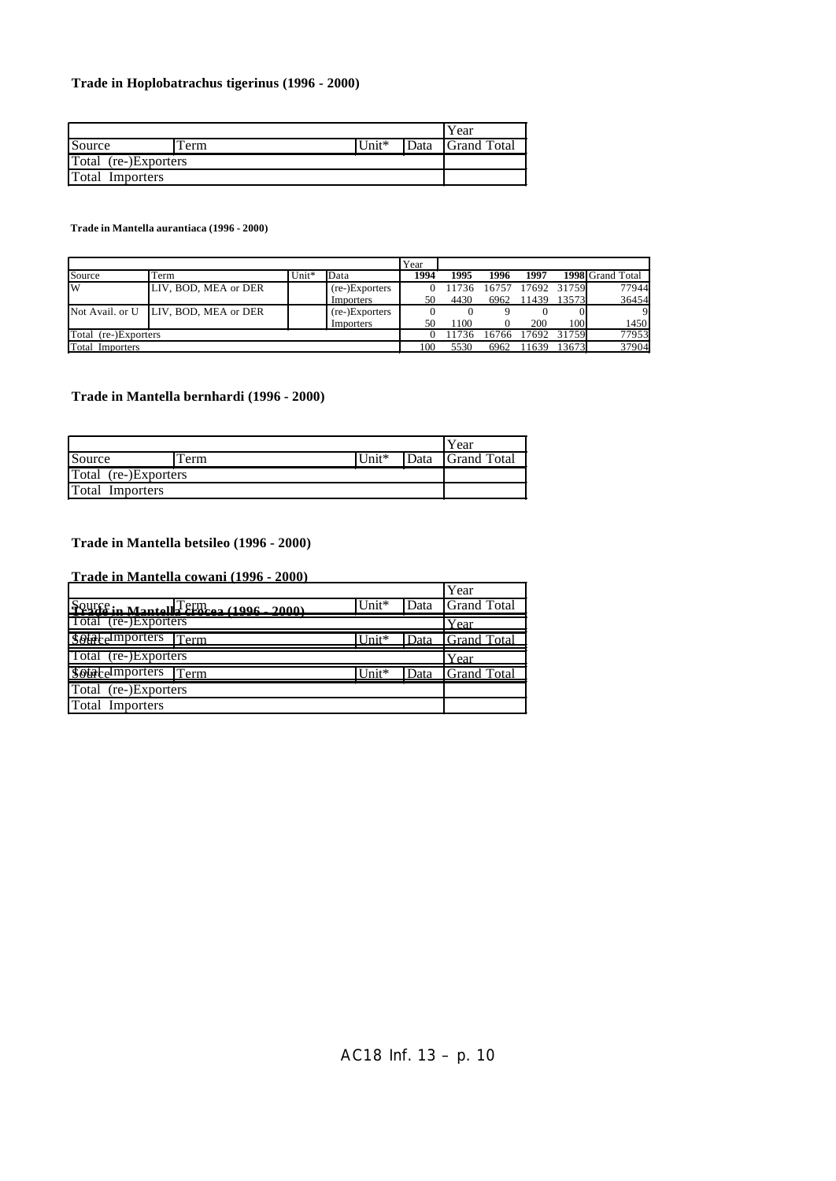**Trade in Hoplobatrachus tigerinus (1996 - 2000)**

| | | | | Year |
|---|---|---|---|---|
| Source | Term | Unit* | Data | Grand Total |
| Total (re-)Exporters | | | | |
| Total Importers | | | | |

**Trade in Mantella aurantiaca (1996 - 2000)**

| | | | | Year | | | | | |
|---|---|---|---|---|---|---|---|---|---|
| Source | Term | Unit* | Data | 1994 | 1995 | 1996 | 1997 | 1998 | Grand Total |
| W | LIV, BOD, MEA or DER | | (re-)Exporters | 0 | 11736 | 16757 | 17692 | 31759 | 77944 |
| | | | Importers | 50 | 4430 | 6962 | 11439 | 13573 | 36454 |
| Not Avail. or U | LIV, BOD, MEA or DER | | (re-)Exporters | 0 | 0 | 9 | 0 | 0 | 9 |
| | | | Importers | 50 | 1100 | 0 | 200 | 100 | 1450 |
| Total (re-)Exporters | | | | 0 | 11736 | 16766 | 17692 | 31759 | 77953 |
| Total Importers | | | | 100 | 5530 | 6962 | 11639 | 13673 | 37904 |

**Trade in Mantella bernhardi (1996 - 2000)**

| | | | | Year |
|---|---|---|---|---|
| Source | Term | Unit* | Data | Grand Total |
| Total (re-)Exporters | | | | |
| Total Importers | | | | |

**Trade in Mantella betsileo (1996 - 2000)**

**Trade in Mantella cowani (1996 - 2000)**

| | | | | Year |
|---|---|---|---|---|
| Source | Term | Unit* | Data | Grand Total |
| Total (re-)Exporters | | | | |
| Total Importers | | | | |

**Trade in Mantella crocea (1996 - 2000)**

| | | | | Year |
|---|---|---|---|---|
| Source | Term | Unit* | Data | Grand Total |
| Total (re-)Exporters | | | | |
| Total Importers | | | | |

| | | | | Year |
|---|---|---|---|---|
| Source | Term | Unit* | Data | Grand Total |
| Total (re-)Exporters | | | | |
| Total Importers | | | | |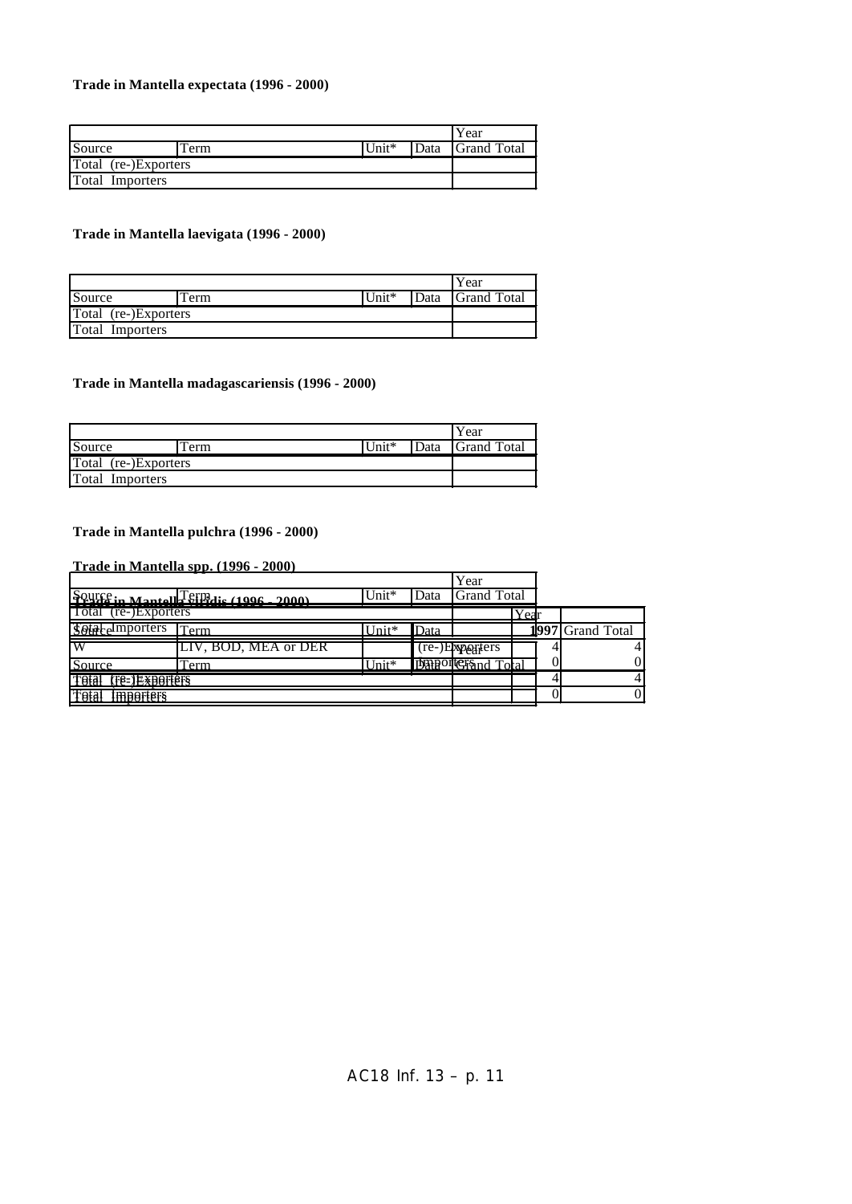**Trade in Mantella expectata (1996 - 2000)**

| | | | | Year |
|---|---|---|---|---|
| Source | Term | Unit* | Data | Grand Total |
| Total (re-)Exporters | | | | |
| Total Importers | | | | |

**Trade in Mantella laevigata (1996 - 2000)**

| | | | | Year |
|---|---|---|---|---|
| Source | Term | Unit* | Data | Grand Total |
| Total (re-)Exporters | | | | |
| Total Importers | | | | |

**Trade in Mantella madagascariensis (1996 - 2000)**

| | | | | Year |
|---|---|---|---|---|
| Source | Term | Unit* | Data | Grand Total |
| Total (re-)Exporters | | | | |
| Total Importers | | | | |

**Trade in Mantella pulchra (1996 - 2000)**

| | | | | Year |
|---|---|---|---|---|
| Source | Term | Unit* | Data | Grand Total |
| Total (re-)Exporters | | | | |
| Total Importers | | | | |

**Trade in Mantella spp. (1996 - 2000)**

| | | | | Year |
|---|---|---|---|---|
| Source | Term | Unit* | Data | Grand Total |
| Total (re-)Exporters | | | | |
| Total Importers | | | | |

**Trade in Mantella viridis (1996 - 2000)**

| | | | | Year | |
|---|---|---|---|---|---|
| Source | Term | Unit* | Data | 1997 | Grand Total |
| W | LIV, BOD, MEA or DER | | (re-)Exporters | 4 | 4 |
| | | | Importers | 0 | 0 |
| Total (re-)Exporters | | | | 4 | 4 |
| Total Importers | | | | 0 | 0 |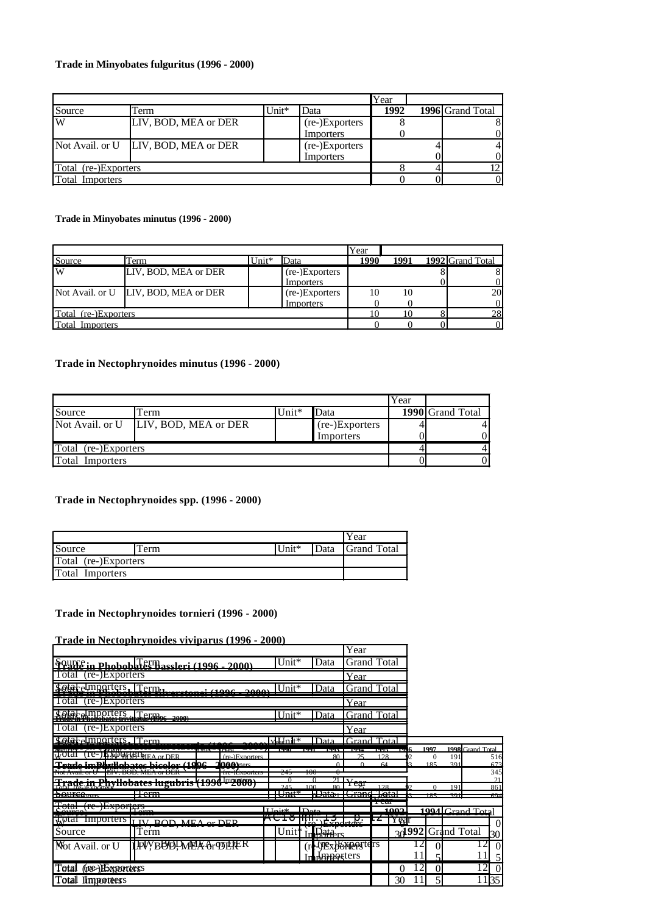### Trade in Minyobates fulguritus (1996 - 2000)

| Source | Term | Unit* | Data | Year 1992 | 1996 | Grand Total |
|---|---|---|---|---|---|---|
| W | LIV, BOD, MEA or DER | | (re-)Exporters | 8 | | 8 |
| | | | Importers | 0 | | 0 |
| Not Avail. or U | LIV, BOD, MEA or DER | | (re-)Exporters | | 4 | 4 |
| | | | Importers | | 0 | 0 |
| Total (re-)Exporters | | | | 8 | 4 | 12 |
| Total Importers | | | | 0 | 0 | 0 |

### Trade in Minyobates minutus (1996 - 2000)

| Source | Term | Unit* | Data | Year 1990 | 1991 | 1992 | Grand Total |
|---|---|---|---|---|---|---|---|
| W | LIV, BOD, MEA or DER | | (re-)Exporters | | | 8 | 8 |
| | | | Importers | | | 0 | 0 |
| Not Avail. or U | LIV, BOD, MEA or DER | | (re-)Exporters | 10 | 10 | | 20 |
| | | | Importers | 0 | 0 | | 0 |
| Total (re-)Exporters | | | | 10 | 10 | 8 | 28 |
| Total Importers | | | | 0 | 0 | 0 | 0 |

### Trade in Nectophrynoides minutus (1996 - 2000)

| Source | Term | Unit* | Data | Year 1990 | Grand Total |
|---|---|---|---|---|---|
| Not Avail. or U | LIV, BOD, MEA or DER | | (re-)Exporters | 4 | 4 |
| | | | Importers | 0 | 0 |
| Total (re-)Exporters | | | | 4 | 4 |
| Total Importers | | | | 0 | 0 |

### Trade in Nectophrynoides spp. (1996 - 2000)

| Source | Term | Unit* | Data | Year Grand Total |
|---|---|---|---|---|
| Total (re-)Exporters | | | | |
| Total Importers | | | | |

### Trade in Nectophrynoides tornieri (1996 - 2000)

### Trade in Nectophrynoides viviparus (1996 - 2000)

| Source | Term | Unit* | Data | Year Grand Total |
|---|---|---|---|---|
| Total (re-)Exporters | | | | |
| Total Importers | | | | |

### Trade in Phobobates bassleri (1996 - 2000)

| Source | Term | Unit* | Data | Year Grand Total |
|---|---|---|---|---|
| Total (re-)Exporters | | | | |
| Total Importers | | | | |

### Trade in Phobobates silverstonei (1996 - 2000)

| Source | Term | Unit* | Data | Year Grand Total |
|---|---|---|---|---|
| Total (re-)Exporters | | | | |
| Total Importers | | | | |

### Trade in Phobobates trivittatus (1996 - 2000)

| Source | Term | Unit* | Data | Year 1990 | 1991 | 1993 | 1994 | 1995 | 1996 | 1997 | 1998 | Grand Total |
|---|---|---|---|---|---|---|---|---|---|---|---|---|
| W | LIV, BOD, MEA or DER | | (re-)Exporters | | | 80 | 25 | 128 | 92 | 0 | 191 | 516 |
| | | | Importers | | | 0 | 0 | 64 | 33 | 185 | 391 | 673 |
| Not Avail. or U | LIV, BOD, MEA or DER | | (re-)Exporters | 245 | 100 | 0 | | | | | | 345 |
| | | | Importers | 0 | 0 | 21 | | | | | | 21 |
| Total (re-)Exporters | | | | 245 | 100 | 80 | 25 | 128 | 92 | 0 | 191 | 861 |
| Total Importers | | | | 0 | 0 | 21 | 0 | 64 | 33 | 185 | 391 | 694 |

### Trade in Phyllobates bicolor (1996 - 2000)

| Source | Term | Unit* | Data | Year 1993 | 1994 | Grand Total |
|---|---|---|---|---|---|---|
| W | LIV, BOD, MEA or DER | | (re-)Exporters | 0 | | 0 |
| | | | Importers | 30 | | 30 |
| Not Avail. or U | LIV, BOD, MEA or DER | | (re-)Exporters | | 0 | 0 |
| | | | Importers | | 5 | 5 |
| Total (re-)Exporters | | | | 0 | 0 | 0 |
| Total Importers | | | | 30 | 5 | 35 |

### Trade in Phyllobates lugubris (1996 - 2000)

| Source | Term | Unit* | Data | Year 1992 | Grand Total |
|---|---|---|---|---|---|
| Not Avail. or U | LIV, BOD, MEA or DER | | (re-)Exporters | 12 | 12 |
| | | | Importers | 11 | 11 |
| Total (re-)Exporters | | | | 12 | 12 |
| Total Importers | | | | 11 | 11 |

AC16 Inf. 13 – p. 12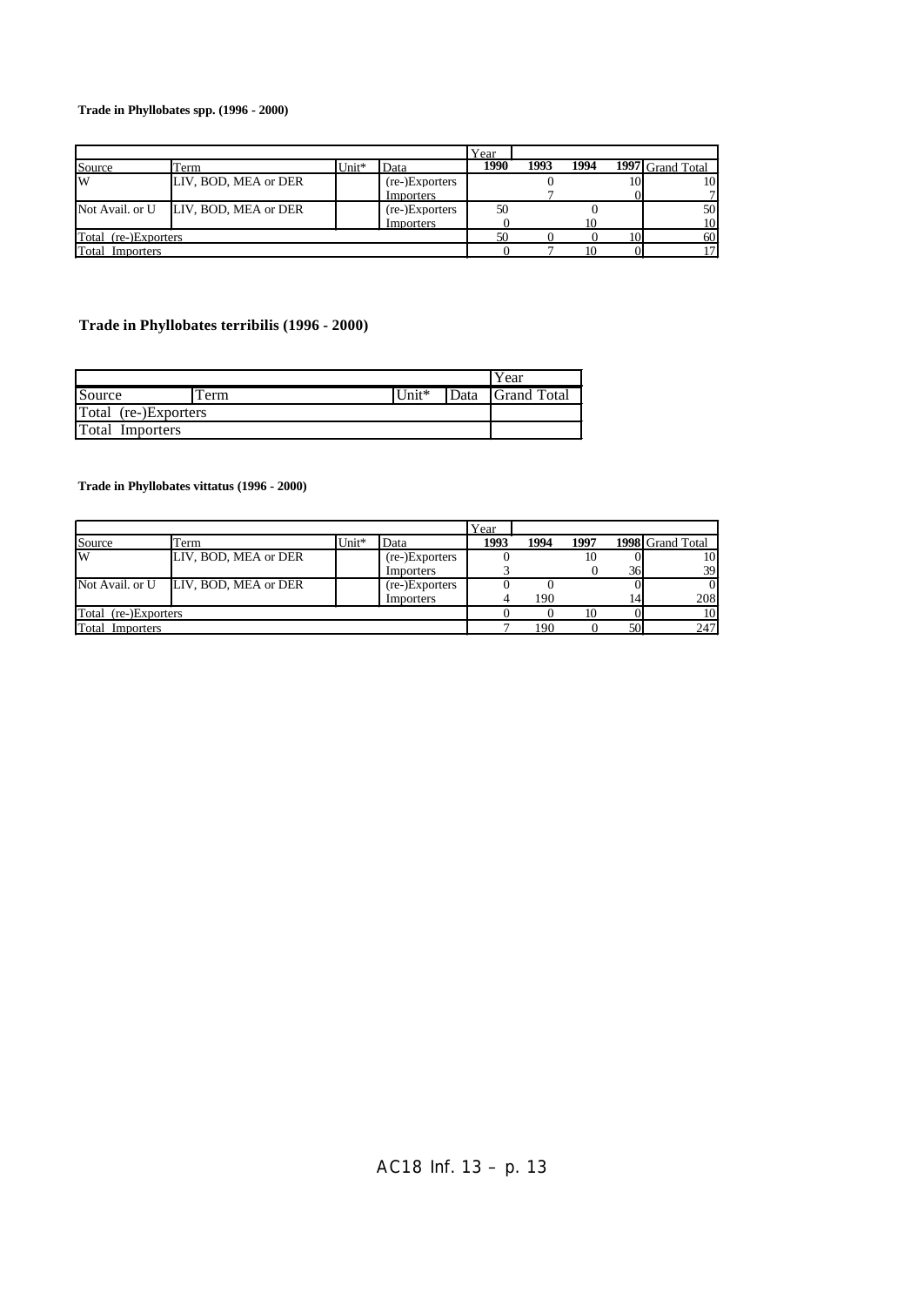**Trade in Phyllobates spp. (1996 - 2000)**

| | | | | Year | | | | |
|---|---|---|---|---|---|---|---|---|
| Source | Term | Unit* | Data | 1990 | 1993 | 1994 | 1997 | Grand Total |
| W | LIV, BOD, MEA or DER | | (re-)Exporters | | 0 | | 10 | 10 |
| | | | Importers | | 7 | | 0 | 7 |
| Not Avail. or U | LIV, BOD, MEA or DER | | (re-)Exporters | 50 | | 0 | | 50 |
| | | | Importers | 0 | | 10 | | 10 |
| Total (re-)Exporters | | | | 50 | 0 | 0 | 10 | 60 |
| Total Importers | | | | 0 | 7 | 10 | 0 | 17 |

**Trade in Phyllobates terribilis (1996 - 2000)**

| | | | | Year |
|---|---|---|---|---|
| Source | Term | Unit* | Data | Grand Total |
| Total (re-)Exporters | | | | |
| Total Importers | | | | |

**Trade in Phyllobates vittatus (1996 - 2000)**

| | | | | Year | | | | |
|---|---|---|---|---|---|---|---|---|
| Source | Term | Unit* | Data | 1993 | 1994 | 1997 | 1998 | Grand Total |
| W | LIV, BOD, MEA or DER | | (re-)Exporters | 0 | | 10 | 0 | 10 |
| | | | Importers | 3 | | 0 | 36 | 39 |
| Not Avail. or U | LIV, BOD, MEA or DER | | (re-)Exporters | 0 | 0 | | 0 | 0 |
| | | | Importers | 4 | 190 | | 14 | 208 |
| Total (re-)Exporters | | | | 0 | 0 | 10 | 0 | 10 |
| Total Importers | | | | 7 | 190 | 0 | 50 | 247 |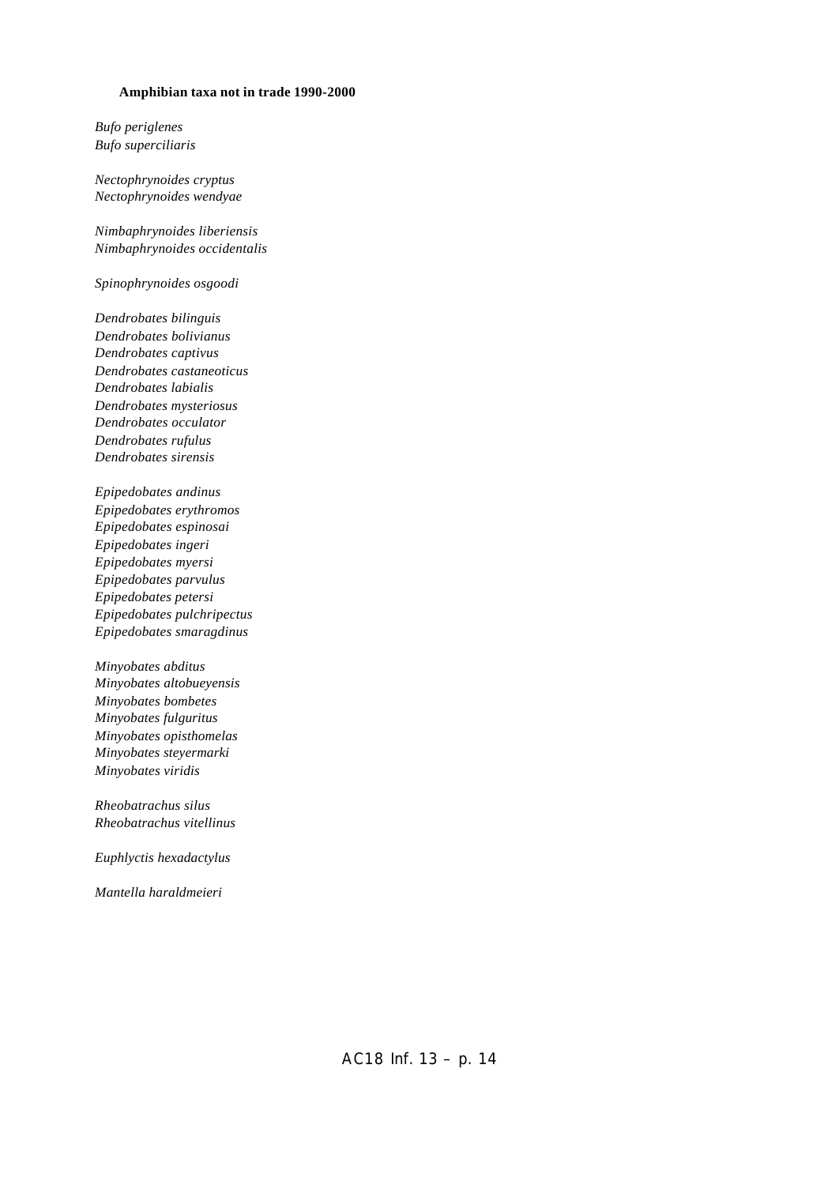**Amphibian taxa not in trade 1990-2000**

*Bufo periglenes*
*Bufo superciliaris*

*Nectophrynoides cryptus*
*Nectophrynoides wendyae*

*Nimbaphrynoides liberiensis*
*Nimbaphrynoides occidentalis*

*Spinophrynoides osgoodi*

*Dendrobates bilinguis*
*Dendrobates bolivianus*
*Dendrobates captivus*
*Dendrobates castaneoticus*
*Dendrobates labialis*
*Dendrobates mysteriosus*
*Dendrobates occulator*
*Dendrobates rufulus*
*Dendrobates sirensis*

*Epipedobates andinus*
*Epipedobates erythromos*
*Epipedobates espinosai*
*Epipedobates ingeri*
*Epipedobates myersi*
*Epipedobates parvulus*
*Epipedobates petersi*
*Epipedobates pulchripectus*
*Epipedobates smaragdinus*

*Minyobates abditus*
*Minyobates altobueyensis*
*Minyobates bombetes*
*Minyobates fulguritus*
*Minyobates opisthomelas*
*Minyobates steyermarki*
*Minyobates viridis*

*Rheobatrachus silus*
*Rheobatrachus vitellinus*

*Euphlyctis hexadactylus*

*Mantella haraldmeieri*